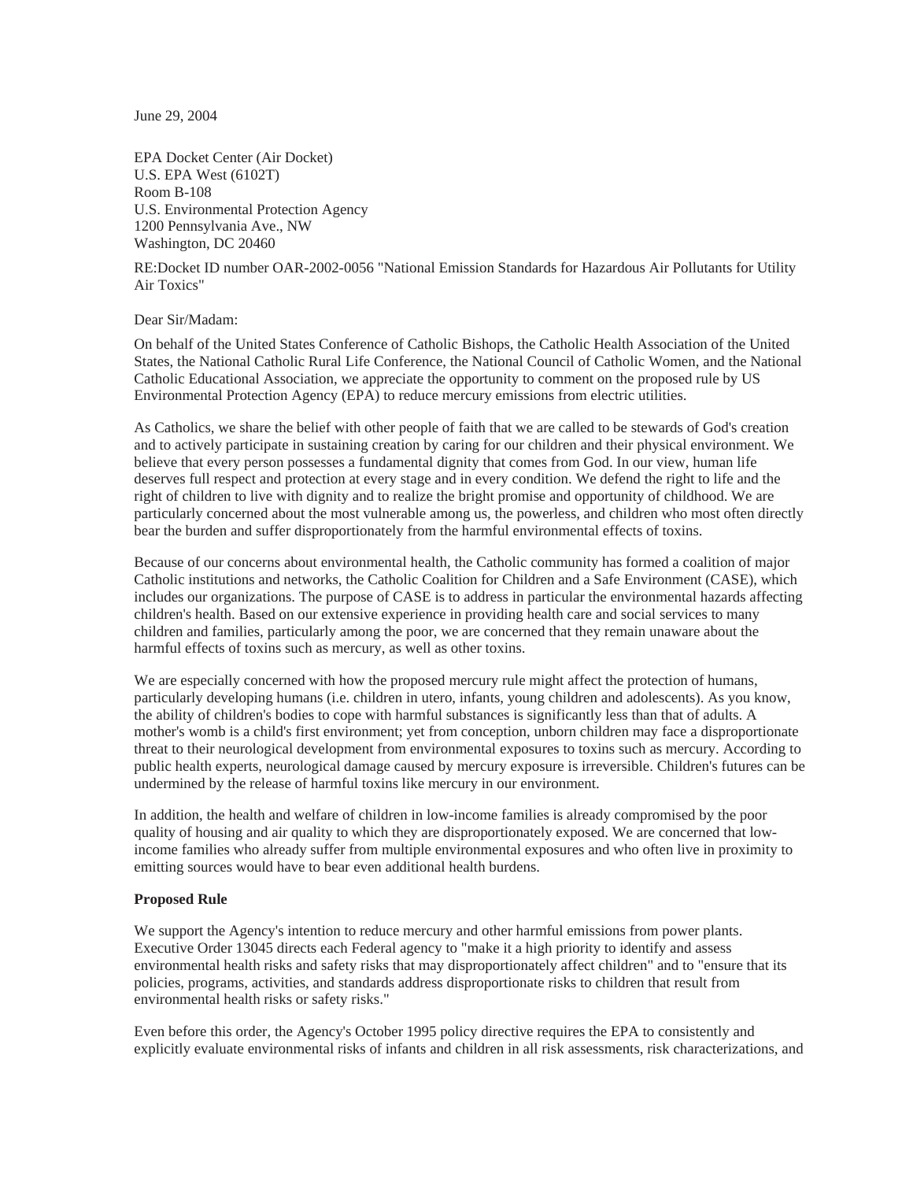June 29, 2004

EPA Docket Center (Air Docket)
U.S. EPA West (6102T)
Room B-108
U.S. Environmental Protection Agency
1200 Pennsylvania Ave., NW
Washington, DC 20460

RE:Docket ID number OAR-2002-0056 "National Emission Standards for Hazardous Air Pollutants for Utility Air Toxics"

Dear Sir/Madam:

On behalf of the United States Conference of Catholic Bishops, the Catholic Health Association of the United States, the National Catholic Rural Life Conference, the National Council of Catholic Women, and the National Catholic Educational Association, we appreciate the opportunity to comment on the proposed rule by US Environmental Protection Agency (EPA) to reduce mercury emissions from electric utilities.

As Catholics, we share the belief with other people of faith that we are called to be stewards of God's creation and to actively participate in sustaining creation by caring for our children and their physical environment. We believe that every person possesses a fundamental dignity that comes from God. In our view, human life deserves full respect and protection at every stage and in every condition. We defend the right to life and the right of children to live with dignity and to realize the bright promise and opportunity of childhood. We are particularly concerned about the most vulnerable among us, the powerless, and children who most often directly bear the burden and suffer disproportionately from the harmful environmental effects of toxins.

Because of our concerns about environmental health, the Catholic community has formed a coalition of major Catholic institutions and networks, the Catholic Coalition for Children and a Safe Environment (CASE), which includes our organizations. The purpose of CASE is to address in particular the environmental hazards affecting children's health. Based on our extensive experience in providing health care and social services to many children and families, particularly among the poor, we are concerned that they remain unaware about the harmful effects of toxins such as mercury, as well as other toxins.

We are especially concerned with how the proposed mercury rule might affect the protection of humans, particularly developing humans (i.e. children in utero, infants, young children and adolescents). As you know, the ability of children's bodies to cope with harmful substances is significantly less than that of adults. A mother's womb is a child's first environment; yet from conception, unborn children may face a disproportionate threat to their neurological development from environmental exposures to toxins such as mercury. According to public health experts, neurological damage caused by mercury exposure is irreversible. Children's futures can be undermined by the release of harmful toxins like mercury in our environment.

In addition, the health and welfare of children in low-income families is already compromised by the poor quality of housing and air quality to which they are disproportionately exposed. We are concerned that low-income families who already suffer from multiple environmental exposures and who often live in proximity to emitting sources would have to bear even additional health burdens.

**Proposed Rule**

We support the Agency's intention to reduce mercury and other harmful emissions from power plants. Executive Order 13045 directs each Federal agency to "make it a high priority to identify and assess environmental health risks and safety risks that may disproportionately affect children" and to "ensure that its policies, programs, activities, and standards address disproportionate risks to children that result from environmental health risks or safety risks."

Even before this order, the Agency's October 1995 policy directive requires the EPA to consistently and explicitly evaluate environmental risks of infants and children in all risk assessments, risk characterizations, and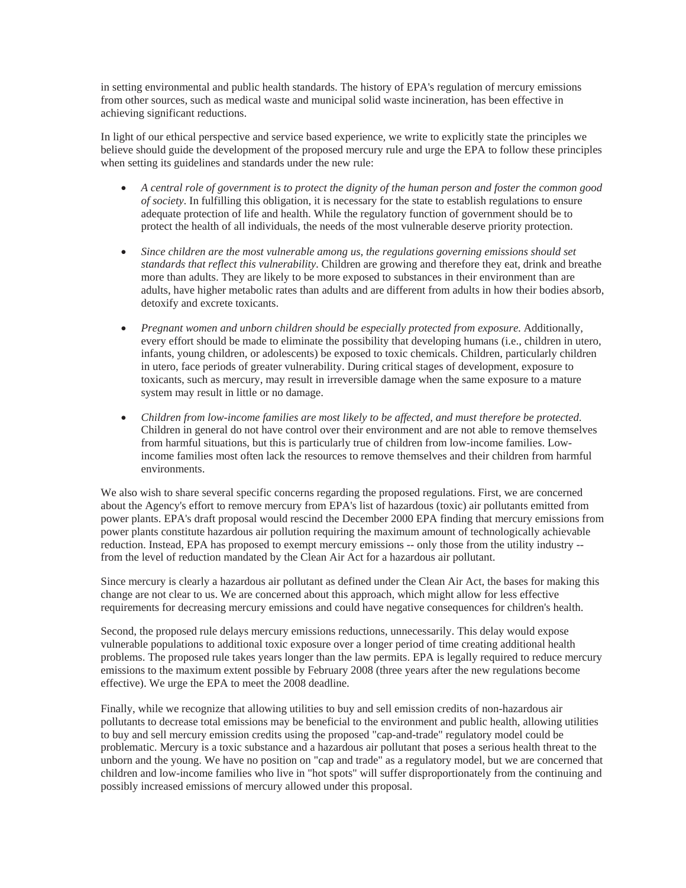in setting environmental and public health standards. The history of EPA's regulation of mercury emissions from other sources, such as medical waste and municipal solid waste incineration, has been effective in achieving significant reductions.

In light of our ethical perspective and service based experience, we write to explicitly state the principles we believe should guide the development of the proposed mercury rule and urge the EPA to follow these principles when setting its guidelines and standards under the new rule:

- *A central role of government is to protect the dignity of the human person and foster the common good of society*. In fulfilling this obligation, it is necessary for the state to establish regulations to ensure adequate protection of life and health. While the regulatory function of government should be to protect the health of all individuals, the needs of the most vulnerable deserve priority protection.

- *Since children are the most vulnerable among us, the regulations governing emissions should set standards that reflect this vulnerability*. Children are growing and therefore they eat, drink and breathe more than adults. They are likely to be more exposed to substances in their environment than are adults, have higher metabolic rates than adults and are different from adults in how their bodies absorb, detoxify and excrete toxicants.

- *Pregnant women and unborn children should be especially protected from exposure.* Additionally, every effort should be made to eliminate the possibility that developing humans (i.e., children in utero, infants, young children, or adolescents) be exposed to toxic chemicals. Children, particularly children in utero, face periods of greater vulnerability. During critical stages of development, exposure to toxicants, such as mercury, may result in irreversible damage when the same exposure to a mature system may result in little or no damage.

- *Children from low-income families are most likely to be affected, and must therefore be protected.* Children in general do not have control over their environment and are not able to remove themselves from harmful situations, but this is particularly true of children from low-income families. Low-income families most often lack the resources to remove themselves and their children from harmful environments.

We also wish to share several specific concerns regarding the proposed regulations. First, we are concerned about the Agency's effort to remove mercury from EPA's list of hazardous (toxic) air pollutants emitted from power plants. EPA's draft proposal would rescind the December 2000 EPA finding that mercury emissions from power plants constitute hazardous air pollution requiring the maximum amount of technologically achievable reduction. Instead, EPA has proposed to exempt mercury emissions -- only those from the utility industry -- from the level of reduction mandated by the Clean Air Act for a hazardous air pollutant.

Since mercury is clearly a hazardous air pollutant as defined under the Clean Air Act, the bases for making this change are not clear to us. We are concerned about this approach, which might allow for less effective requirements for decreasing mercury emissions and could have negative consequences for children's health.

Second, the proposed rule delays mercury emissions reductions, unnecessarily. This delay would expose vulnerable populations to additional toxic exposure over a longer period of time creating additional health problems. The proposed rule takes years longer than the law permits. EPA is legally required to reduce mercury emissions to the maximum extent possible by February 2008 (three years after the new regulations become effective). We urge the EPA to meet the 2008 deadline.

Finally, while we recognize that allowing utilities to buy and sell emission credits of non-hazardous air pollutants to decrease total emissions may be beneficial to the environment and public health, allowing utilities to buy and sell mercury emission credits using the proposed "cap-and-trade" regulatory model could be problematic. Mercury is a toxic substance and a hazardous air pollutant that poses a serious health threat to the unborn and the young. We have no position on "cap and trade" as a regulatory model, but we are concerned that children and low-income families who live in "hot spots" will suffer disproportionately from the continuing and possibly increased emissions of mercury allowed under this proposal.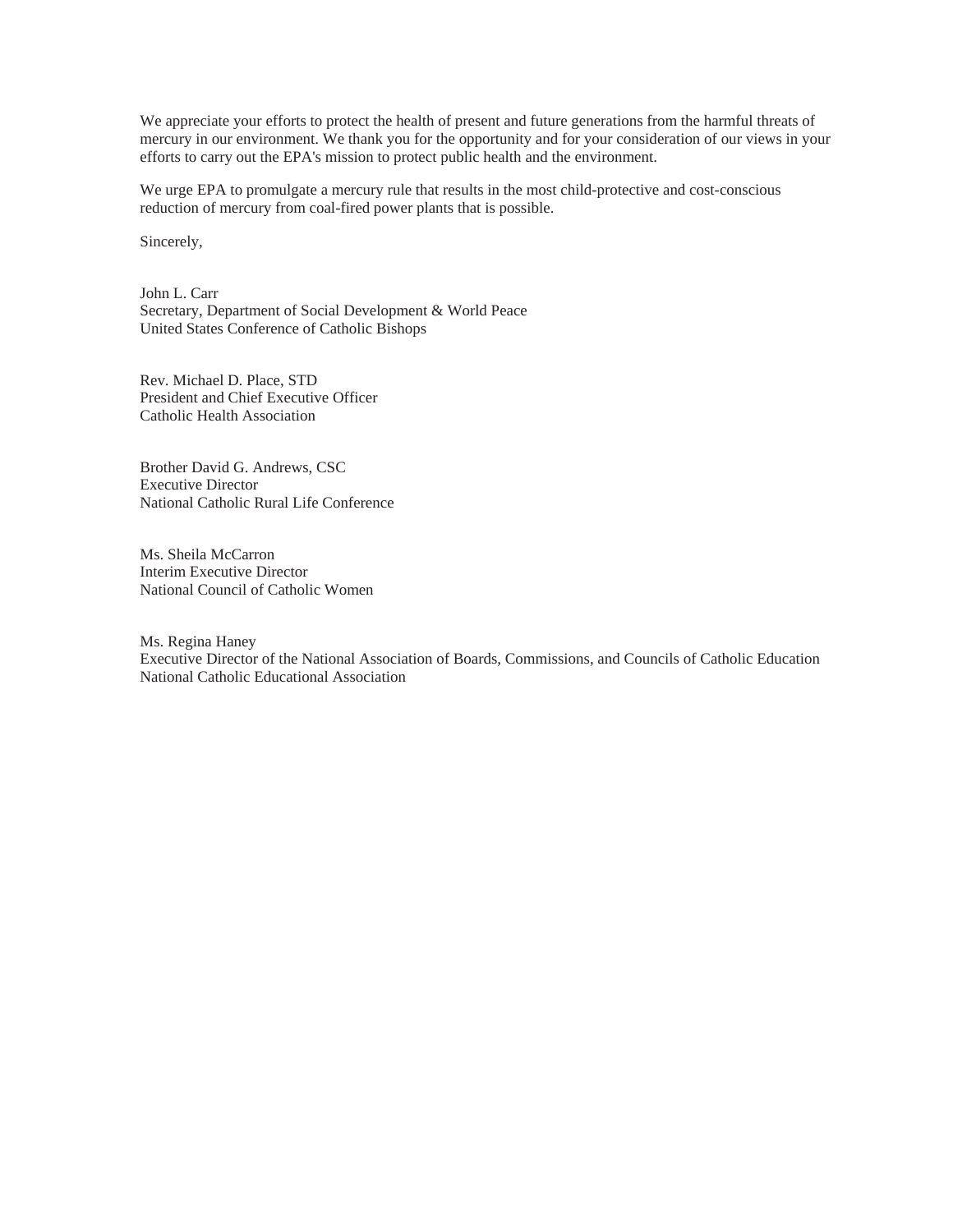We appreciate your efforts to protect the health of present and future generations from the harmful threats of mercury in our environment. We thank you for the opportunity and for your consideration of our views in your efforts to carry out the EPA's mission to protect public health and the environment.

We urge EPA to promulgate a mercury rule that results in the most child-protective and cost-conscious reduction of mercury from coal-fired power plants that is possible.

Sincerely,

John L. Carr
Secretary, Department of Social Development & World Peace
United States Conference of Catholic Bishops

Rev. Michael D. Place, STD
President and Chief Executive Officer
Catholic Health Association

Brother David G. Andrews, CSC
Executive Director
National Catholic Rural Life Conference

Ms. Sheila McCarron
Interim Executive Director
National Council of Catholic Women

Ms. Regina Haney
Executive Director of the National Association of Boards, Commissions, and Councils of Catholic Education
National Catholic Educational Association